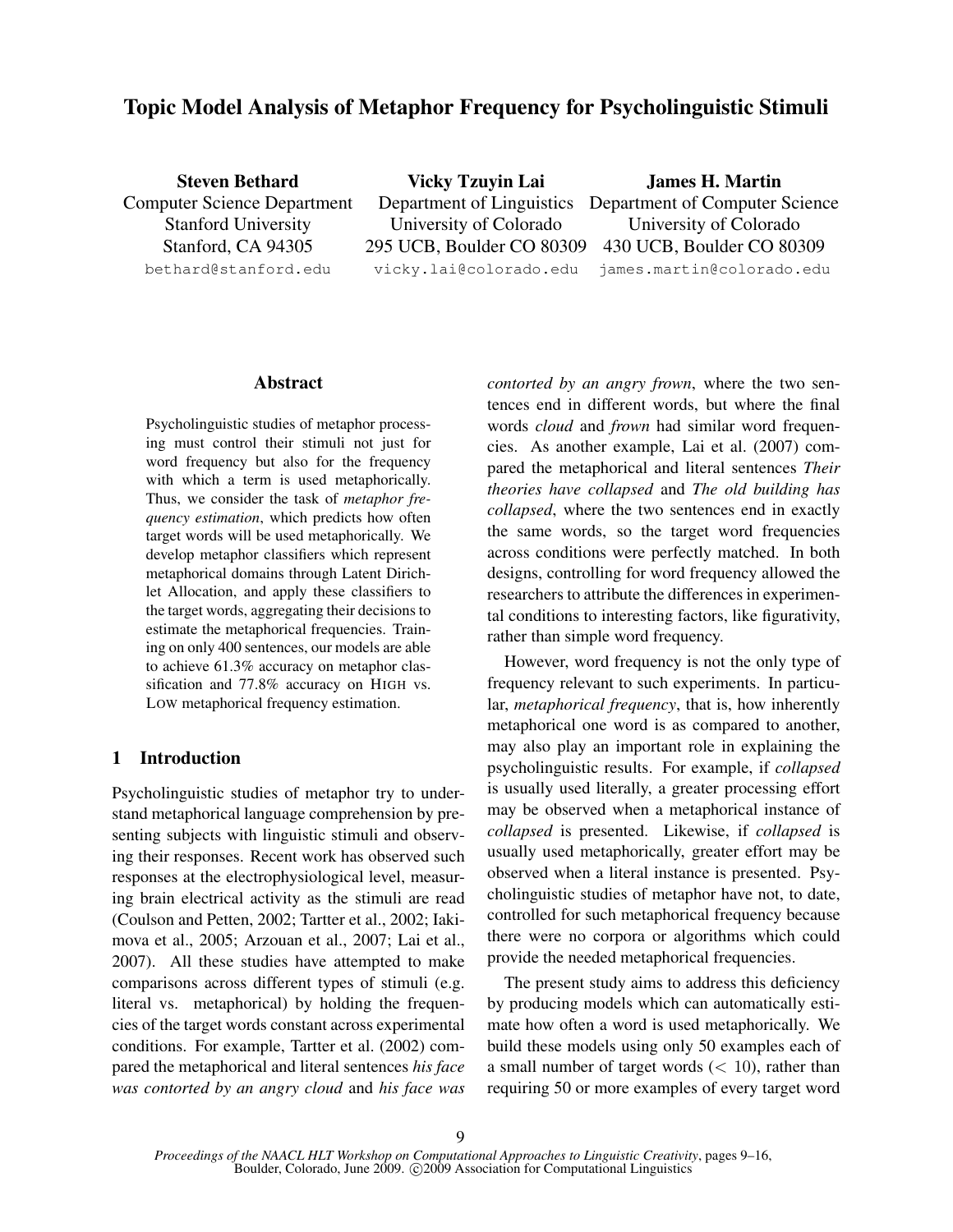# Topic Model Analysis of Metaphor Frequency for Psycholinguistic Stimuli

**Steven Bethard**
Computer Science Department
Stanford University
Stanford, CA 94305
bethard@stanford.edu

**Vicky Tzuyin Lai**
Department of Linguistics
University of Colorado
295 UCB, Boulder CO 80309
vicky.lai@colorado.edu

**James H. Martin**
Department of Computer Science
University of Colorado
430 UCB, Boulder CO 80309
james.martin@colorado.edu

## Abstract

Psycholinguistic studies of metaphor processing must control their stimuli not just for word frequency but also for the frequency with which a term is used metaphorically. Thus, we consider the task of *metaphor frequency estimation*, which predicts how often target words will be used metaphorically. We develop metaphor classifiers which represent metaphorical domains through Latent Dirichlet Allocation, and apply these classifiers to the target words, aggregating their decisions to estimate the metaphorical frequencies. Training on only 400 sentences, our models are able to achieve 61.3% accuracy on metaphor classification and 77.8% accuracy on HIGH vs. LOW metaphorical frequency estimation.

## 1 Introduction

Psycholinguistic studies of metaphor try to understand metaphorical language comprehension by presenting subjects with linguistic stimuli and observing their responses. Recent work has observed such responses at the electrophysiological level, measuring brain electrical activity as the stimuli are read (Coulson and Petten, 2002; Tartter et al., 2002; Iakimova et al., 2005; Arzouan et al., 2007; Lai et al., 2007). All these studies have attempted to make comparisons across different types of stimuli (e.g. literal vs. metaphorical) by holding the frequencies of the target words constant across experimental conditions. For example, Tartter et al. (2002) compared the metaphorical and literal sentences *his face was contorted by an angry cloud* and *his face was contorted by an angry frown*, where the two sentences end in different words, but where the final words *cloud* and *frown* had similar word frequencies. As another example, Lai et al. (2007) compared the metaphorical and literal sentences *Their theories have collapsed* and *The old building has collapsed*, where the two sentences end in exactly the same words, so the target word frequencies across conditions were perfectly matched. In both designs, controlling for word frequency allowed the researchers to attribute the differences in experimental conditions to interesting factors, like figurativity, rather than simple word frequency.

However, word frequency is not the only type of frequency relevant to such experiments. In particular, *metaphorical frequency*, that is, how inherently metaphorical one word is as compared to another, may also play an important role in explaining the psycholinguistic results. For example, if *collapsed* is usually used literally, a greater processing effort may be observed when a metaphorical instance of *collapsed* is presented. Likewise, if *collapsed* is usually used metaphorically, greater effort may be observed when a literal instance is presented. Psycholinguistic studies of metaphor have not, to date, controlled for such metaphorical frequency because there were no corpora or algorithms which could provide the needed metaphorical frequencies.

The present study aims to address this deficiency by producing models which can automatically estimate how often a word is used metaphorically. We build these models using only 50 examples each of a small number of target words ($< 10$), rather than requiring 50 or more examples of every target word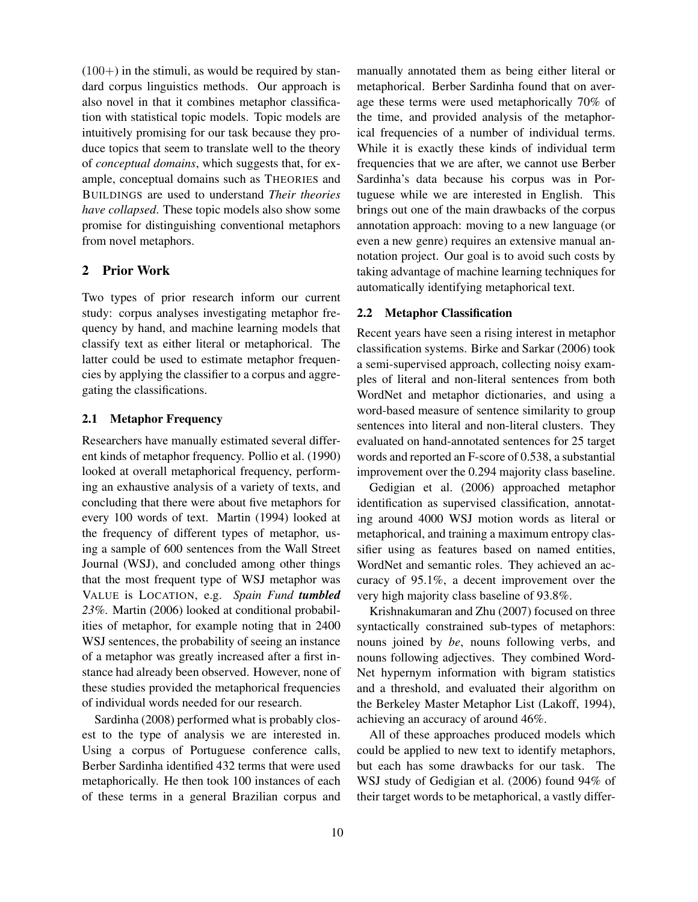(100+) in the stimuli, as would be required by standard corpus linguistics methods. Our approach is also novel in that it combines metaphor classification with statistical topic models. Topic models are intuitively promising for our task because they produce topics that seem to translate well to the theory of *conceptual domains*, which suggests that, for example, conceptual domains such as THEORIES and BUILDINGS are used to understand *Their theories have collapsed*. These topic models also show some promise for distinguishing conventional metaphors from novel metaphors.

## 2 Prior Work

Two types of prior research inform our current study: corpus analyses investigating metaphor frequency by hand, and machine learning models that classify text as either literal or metaphorical. The latter could be used to estimate metaphor frequencies by applying the classifier to a corpus and aggregating the classifications.

### 2.1 Metaphor Frequency

Researchers have manually estimated several different kinds of metaphor frequency. Pollio et al. (1990) looked at overall metaphorical frequency, performing an exhaustive analysis of a variety of texts, and concluding that there were about five metaphors for every 100 words of text. Martin (1994) looked at the frequency of different types of metaphor, using a sample of 600 sentences from the Wall Street Journal (WSJ), and concluded among other things that the most frequent type of WSJ metaphor was VALUE is LOCATION, e.g. *Spain Fund* ***tumbled*** *23%*. Martin (2006) looked at conditional probabilities of metaphor, for example noting that in 2400 WSJ sentences, the probability of seeing an instance of a metaphor was greatly increased after a first instance had already been observed. However, none of these studies provided the metaphorical frequencies of individual words needed for our research.

Sardinha (2008) performed what is probably closest to the type of analysis we are interested in. Using a corpus of Portuguese conference calls, Berber Sardinha identified 432 terms that were used metaphorically. He then took 100 instances of each of these terms in a general Brazilian corpus and manually annotated them as being either literal or metaphorical. Berber Sardinha found that on average these terms were used metaphorically 70% of the time, and provided analysis of the metaphorical frequencies of a number of individual terms. While it is exactly these kinds of individual term frequencies that we are after, we cannot use Berber Sardinha's data because his corpus was in Portuguese while we are interested in English. This brings out one of the main drawbacks of the corpus annotation approach: moving to a new language (or even a new genre) requires an extensive manual annotation project. Our goal is to avoid such costs by taking advantage of machine learning techniques for automatically identifying metaphorical text.

### 2.2 Metaphor Classification

Recent years have seen a rising interest in metaphor classification systems. Birke and Sarkar (2006) took a semi-supervised approach, collecting noisy examples of literal and non-literal sentences from both WordNet and metaphor dictionaries, and using a word-based measure of sentence similarity to group sentences into literal and non-literal clusters. They evaluated on hand-annotated sentences for 25 target words and reported an F-score of 0.538, a substantial improvement over the 0.294 majority class baseline.

Gedigian et al. (2006) approached metaphor identification as supervised classification, annotating around 4000 WSJ motion words as literal or metaphorical, and training a maximum entropy classifier using as features based on named entities, WordNet and semantic roles. They achieved an accuracy of 95.1%, a decent improvement over the very high majority class baseline of 93.8%.

Krishnakumaran and Zhu (2007) focused on three syntactically constrained sub-types of metaphors: nouns joined by *be*, nouns following verbs, and nouns following adjectives. They combined WordNet hypernym information with bigram statistics and a threshold, and evaluated their algorithm on the Berkeley Master Metaphor List (Lakoff, 1994), achieving an accuracy of around 46%.

All of these approaches produced models which could be applied to new text to identify metaphors, but each has some drawbacks for our task. The WSJ study of Gedigian et al. (2006) found 94% of their target words to be metaphorical, a vastly differ-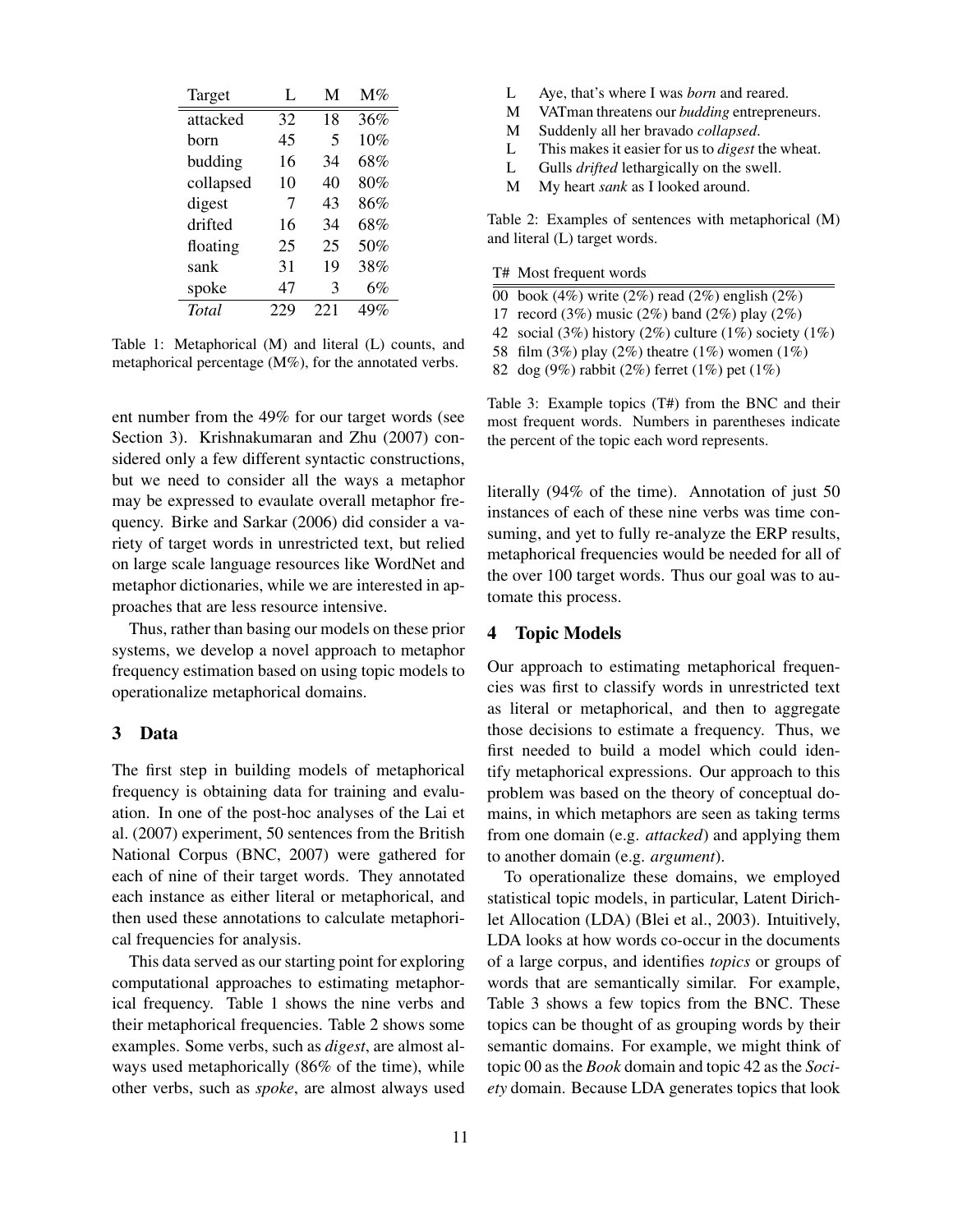| Target | L | M | M% |
|---|---|---|---|
| attacked | 32 | 18 | 36% |
| born | 45 | 5 | 10% |
| budding | 16 | 34 | 68% |
| collapsed | 10 | 40 | 80% |
| digest | 7 | 43 | 86% |
| drifted | 16 | 34 | 68% |
| floating | 25 | 25 | 50% |
| sank | 31 | 19 | 38% |
| spoke | 47 | 3 | 6% |
| *Total* | 229 | 221 | 49% |

Table 1: Metaphorical (M) and literal (L) counts, and metaphorical percentage (M%), for the annotated verbs.

ent number from the 49% for our target words (see Section 3). Krishnakumaran and Zhu (2007) considered only a few different syntactic constructions, but we need to consider all the ways a metaphor may be expressed to evaulate overall metaphor frequency. Birke and Sarkar (2006) did consider a variety of target words in unrestricted text, but relied on large scale language resources like WordNet and metaphor dictionaries, while we are interested in approaches that are less resource intensive.

Thus, rather than basing our models on these prior systems, we develop a novel approach to metaphor frequency estimation based on using topic models to operationalize metaphorical domains.

## 3 Data

The first step in building models of metaphorical frequency is obtaining data for training and evaluation. In one of the post-hoc analyses of the Lai et al. (2007) experiment, 50 sentences from the British National Corpus (BNC, 2007) were gathered for each of nine of their target words. They annotated each instance as either literal or metaphorical, and then used these annotations to calculate metaphorical frequencies for analysis.

This data served as our starting point for exploring computational approaches to estimating metaphorical frequency. Table 1 shows the nine verbs and their metaphorical frequencies. Table 2 shows some examples. Some verbs, such as *digest*, are almost always used metaphorically (86% of the time), while other verbs, such as *spoke*, are almost always used literally (94% of the time). Annotation of just 50 instances of each of these nine verbs was time consuming, and yet to fully re-analyze the ERP results, metaphorical frequencies would be needed for all of the over 100 target words. Thus our goal was to automate this process.

| | |
|---|---|
| L | Aye, that's where I was *born* and reared. |
| M | VATman threatens our *budding* entrepreneurs. |
| M | Suddenly all her bravado *collapsed*. |
| L | This makes it easier for us to *digest* the wheat. |
| L | Gulls *drifted* lethargically on the swell. |
| M | My heart *sank* as I looked around. |

Table 2: Examples of sentences with metaphorical (M) and literal (L) target words.

| T# | Most frequent words |
|---|---|
| 00 | book (4%) write (2%) read (2%) english (2%) |
| 17 | record (3%) music (2%) band (2%) play (2%) |
| 42 | social (3%) history (2%) culture (1%) society (1%) |
| 58 | film (3%) play (2%) theatre (1%) women (1%) |
| 82 | dog (9%) rabbit (2%) ferret (1%) pet (1%) |

Table 3: Example topics (T#) from the BNC and their most frequent words. Numbers in parentheses indicate the percent of the topic each word represents.

## 4 Topic Models

Our approach to estimating metaphorical frequencies was first to classify words in unrestricted text as literal or metaphorical, and then to aggregate those decisions to estimate a frequency. Thus, we first needed to build a model which could identify metaphorical expressions. Our approach to this problem was based on the theory of conceptual domains, in which metaphors are seen as taking terms from one domain (e.g. *attacked*) and applying them to another domain (e.g. *argument*).

To operationalize these domains, we employed statistical topic models, in particular, Latent Dirichlet Allocation (LDA) (Blei et al., 2003). Intuitively, LDA looks at how words co-occur in the documents of a large corpus, and identifies *topics* or groups of words that are semantically similar. For example, Table 3 shows a few topics from the BNC. These topics can be thought of as grouping words by their semantic domains. For example, we might think of topic 00 as the *Book* domain and topic 42 as the *Society* domain. Because LDA generates topics that look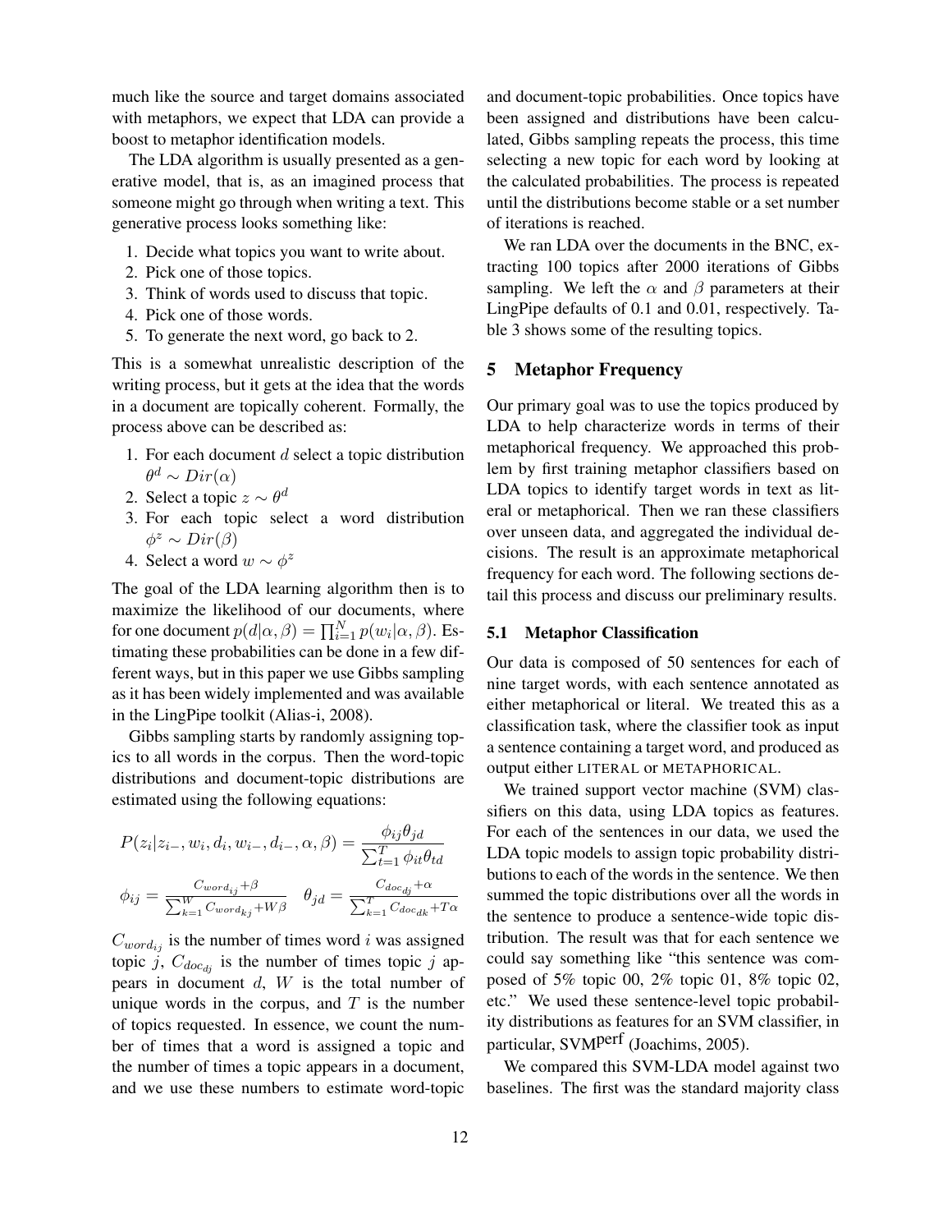much like the source and target domains associated with metaphors, we expect that LDA can provide a boost to metaphor identification models.

The LDA algorithm is usually presented as a generative model, that is, as an imagined process that someone might go through when writing a text. This generative process looks something like:

1. Decide what topics you want to write about.
2. Pick one of those topics.
3. Think of words used to discuss that topic.
4. Pick one of those words.
5. To generate the next word, go back to 2.

This is a somewhat unrealistic description of the writing process, but it gets at the idea that the words in a document are topically coherent. Formally, the process above can be described as:

1. For each document $d$ select a topic distribution $\theta^d \sim Dir(\alpha)$
2. Select a topic $z \sim \theta^d$
3. For each topic select a word distribution $\phi^z \sim Dir(\beta)$
4. Select a word $w \sim \phi^z$

The goal of the LDA learning algorithm then is to maximize the likelihood of our documents, where for one document $p(d|\alpha, \beta) = \prod_{i=1}^{N} p(w_i|\alpha, \beta)$. Estimating these probabilities can be done in a few different ways, but in this paper we use Gibbs sampling as it has been widely implemented and was available in the LingPipe toolkit (Alias-i, 2008).

Gibbs sampling starts by randomly assigning topics to all words in the corpus. Then the word-topic distributions and document-topic distributions are estimated using the following equations:

$$P(z_i|z_{i-}, w_i, d_i, w_{i-}, d_{i-}, \alpha, \beta) = \frac{\phi_{ij}\theta_{jd}}{\sum_{t=1}^{T} \phi_{it}\theta_{td}}$$

$$\phi_{ij} = \frac{C_{word_{ij}} + \beta}{\sum_{k=1}^{W} C_{word_{kj}} + W\beta} \quad \theta_{jd} = \frac{C_{doc_{dj}} + \alpha}{\sum_{k=1}^{T} C_{doc_{dk}} + T\alpha}$$

$C_{word_{ij}}$ is the number of times word $i$ was assigned topic $j$, $C_{doc_{dj}}$ is the number of times topic $j$ appears in document $d$, $W$ is the total number of unique words in the corpus, and $T$ is the number of topics requested. In essence, we count the number of times that a word is assigned a topic and the number of times a topic appears in a document, and we use these numbers to estimate word-topic and document-topic probabilities. Once topics have been assigned and distributions have been calculated, Gibbs sampling repeats the process, this time selecting a new topic for each word by looking at the calculated probabilities. The process is repeated until the distributions become stable or a set number of iterations is reached.

We ran LDA over the documents in the BNC, extracting 100 topics after 2000 iterations of Gibbs sampling. We left the $\alpha$ and $\beta$ parameters at their LingPipe defaults of 0.1 and 0.01, respectively. Table 3 shows some of the resulting topics.

## 5 Metaphor Frequency

Our primary goal was to use the topics produced by LDA to help characterize words in terms of their metaphorical frequency. We approached this problem by first training metaphor classifiers based on LDA topics to identify target words in text as literal or metaphorical. Then we ran these classifiers over unseen data, and aggregated the individual decisions. The result is an approximate metaphorical frequency for each word. The following sections detail this process and discuss our preliminary results.

### 5.1 Metaphor Classification

Our data is composed of 50 sentences for each of nine target words, with each sentence annotated as either metaphorical or literal. We treated this as a classification task, where the classifier took as input a sentence containing a target word, and produced as output either LITERAL or METAPHORICAL.

We trained support vector machine (SVM) classifiers on this data, using LDA topics as features. For each of the sentences in our data, we used the LDA topic models to assign topic probability distributions to each of the words in the sentence. We then summed the topic distributions over all the words in the sentence to produce a sentence-wide topic distribution. The result was that for each sentence we could say something like "this sentence was composed of 5% topic 00, 2% topic 01, 8% topic 02, etc." We used these sentence-level topic probability distributions as features for an SVM classifier, in particular, SVM$^{\text{perf}}$ (Joachims, 2005).

We compared this SVM-LDA model against two baselines. The first was the standard majority class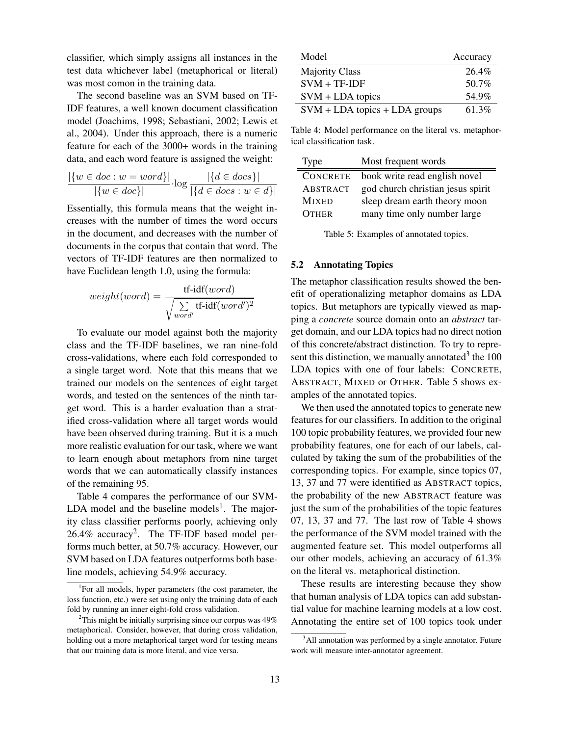classifier, which simply assigns all instances in the test data whichever label (metaphorical or literal) was most comon in the training data.

The second baseline was an SVM based on TF-IDF features, a well known document classification model (Joachims, 1998; Sebastiani, 2002; Lewis et al., 2004). Under this approach, there is a numeric feature for each of the 3000+ words in the training data, and each word feature is assigned the weight:

$$\frac{|\{w \in doc : w = word\}|}{|\{w \in doc\}|} \cdot \log \frac{|\{d \in docs\}|}{|\{d \in docs : w \in d\}|}$$

Essentially, this formula means that the weight increases with the number of times the word occurs in the document, and decreases with the number of documents in the corpus that contain that word. The vectors of TF-IDF features are then normalized to have Euclidean length 1.0, using the formula:

$$weight(word) = \frac{\text{tf-idf}(word)}{\sqrt{\sum_{word'} \text{tf-idf}(word')^2}}$$

To evaluate our model against both the majority class and the TF-IDF baselines, we ran nine-fold cross-validations, where each fold corresponded to a single target word. Note that this means that we trained our models on the sentences of eight target words, and tested on the sentences of the ninth target word. This is a harder evaluation than a stratified cross-validation where all target words would have been observed during training. But it is a much more realistic evaluation for our task, where we want to learn enough about metaphors from nine target words that we can automatically classify instances of the remaining 95.

Table 4 compares the performance of our SVM-LDA model and the baseline models[1]. The majority class classifier performs poorly, achieving only 26.4% accuracy[2]. The TF-IDF based model performs much better, at 50.7% accuracy. However, our SVM based on LDA features outperforms both baseline models, achieving 54.9% accuracy.

[1]For all models, hyper parameters (the cost parameter, the loss function, etc.) were set using only the training data of each fold by running an inner eight-fold cross validation.

[2]This might be initially surprising since our corpus was 49% metaphorical. Consider, however, that during cross validation, holding out a more metaphorical target word for testing means that our training data is more literal, and vice versa.

| Model | Accuracy |
|---|---|
| Majority Class | 26.4% |
| SVM + TF-IDF | 50.7% |
| SVM + LDA topics | 54.9% |
| SVM + LDA topics + LDA groups | 61.3% |

Table 4: Model performance on the literal vs. metaphorical classification task.

| Type | Most frequent words |
|---|---|
| CONCRETE | book write read english novel |
| ABSTRACT | god church christian jesus spirit |
| MIXED | sleep dream earth theory moon |
| OTHER | many time only number large |

Table 5: Examples of annotated topics.

### 5.2 Annotating Topics

The metaphor classification results showed the benefit of operationalizing metaphor domains as LDA topics. But metaphors are typically viewed as mapping a *concrete* source domain onto an *abstract* target domain, and our LDA topics had no direct notion of this concrete/abstract distinction. To try to represent this distinction, we manually annotated[3] the 100 LDA topics with one of four labels: CONCRETE, ABSTRACT, MIXED or OTHER. Table 5 shows examples of the annotated topics.

We then used the annotated topics to generate new features for our classifiers. In addition to the original 100 topic probability features, we provided four new probability features, one for each of our labels, calculated by taking the sum of the probabilities of the corresponding topics. For example, since topics 07, 13, 37 and 77 were identified as ABSTRACT topics, the probability of the new ABSTRACT feature was just the sum of the probabilities of the topic features 07, 13, 37 and 77. The last row of Table 4 shows the performance of the SVM model trained with the augmented feature set. This model outperforms all our other models, achieving an accuracy of 61.3% on the literal vs. metaphorical distinction.

These results are interesting because they show that human analysis of LDA topics can add substantial value for machine learning models at a low cost. Annotating the entire set of 100 topics took under

[3]All annotation was performed by a single annotator. Future work will measure inter-annotator agreement.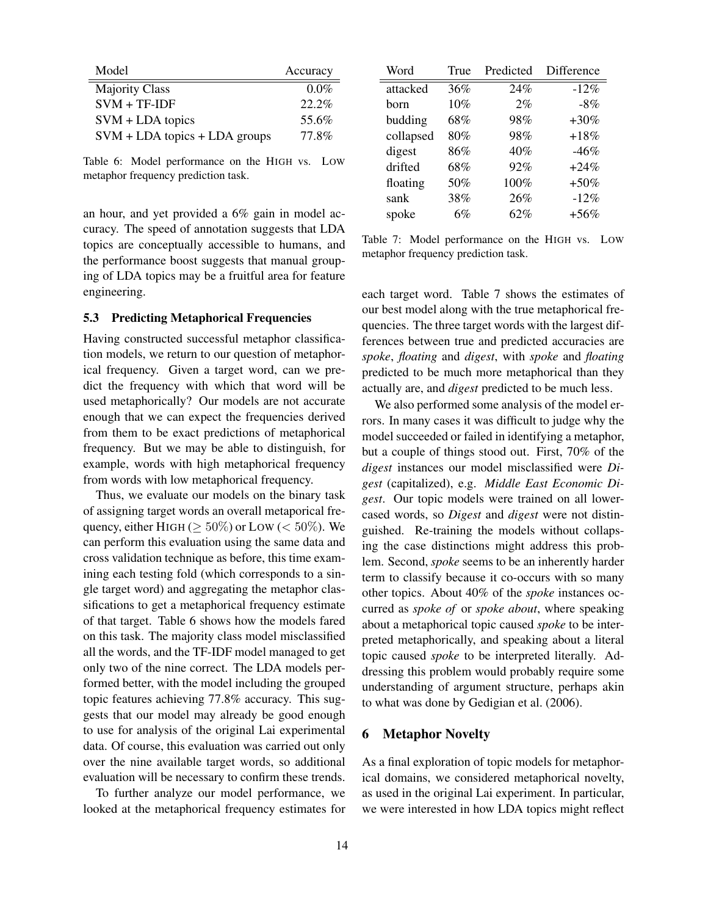| Model | Accuracy |
|---|---|
| Majority Class | 0.0% |
| SVM + TF-IDF | 22.2% |
| SVM + LDA topics | 55.6% |
| SVM + LDA topics + LDA groups | 77.8% |

Table 6: Model performance on the HIGH vs. LOW metaphor frequency prediction task.

an hour, and yet provided a 6% gain in model accuracy. The speed of annotation suggests that LDA topics are conceptually accessible to humans, and the performance boost suggests that manual grouping of LDA topics may be a fruitful area for feature engineering.

### 5.3 Predicting Metaphorical Frequencies

Having constructed successful metaphor classification models, we return to our question of metaphorical frequency. Given a target word, can we predict the frequency with which that word will be used metaphorically? Our models are not accurate enough that we can expect the frequencies derived from them to be exact predictions of metaphorical frequency. But we may be able to distinguish, for example, words with high metaphorical frequency from words with low metaphorical frequency.

Thus, we evaluate our models on the binary task of assigning target words an overall metaporical frequency, either HIGH ($\geq 50\%$) or LOW ($< 50\%$). We can perform this evaluation using the same data and cross validation technique as before, this time examining each testing fold (which corresponds to a single target word) and aggregating the metaphor classifications to get a metaphorical frequency estimate of that target. Table 6 shows how the models fared on this task. The majority class model misclassified all the words, and the TF-IDF model managed to get only two of the nine correct. The LDA models performed better, with the model including the grouped topic features achieving 77.8% accuracy. This suggests that our model may already be good enough to use for analysis of the original Lai experimental data. Of course, this evaluation was carried out only over the nine available target words, so additional evaluation will be necessary to confirm these trends.

To further analyze our model performance, we looked at the metaphorical frequency estimates for each target word. Table 7 shows the estimates of our best model along with the true metaphorical frequencies. The three target words with the largest differences between true and predicted accuracies are *spoke*, *floating* and *digest*, with *spoke* and *floating* predicted to be much more metaphorical than they actually are, and *digest* predicted to be much less.

| Word | True | Predicted | Difference |
|---|---|---|---|
| attacked | 36% | 24% | -12% |
| born | 10% | 2% | -8% |
| budding | 68% | 98% | +30% |
| collapsed | 80% | 98% | +18% |
| digest | 86% | 40% | -46% |
| drifted | 68% | 92% | +24% |
| floating | 50% | 100% | +50% |
| sank | 38% | 26% | -12% |
| spoke | 6% | 62% | +56% |

Table 7: Model performance on the HIGH vs. LOW metaphor frequency prediction task.

We also performed some analysis of the model errors. In many cases it was difficult to judge why the model succeeded or failed in identifying a metaphor, but a couple of things stood out. First, 70% of the *digest* instances our model misclassified were *Digest* (capitalized), e.g. *Middle East Economic Digest*. Our topic models were trained on all lowercased words, so *Digest* and *digest* were not distinguished. Re-training the models without collapsing the case distinctions might address this problem. Second, *spoke* seems to be an inherently harder term to classify because it co-occurs with so many other topics. About 40% of the *spoke* instances occurred as *spoke of* or *spoke about*, where speaking about a metaphorical topic caused *spoke* to be interpreted metaphorically, and speaking about a literal topic caused *spoke* to be interpreted literally. Addressing this problem would probably require some understanding of argument structure, perhaps akin to what was done by Gedigian et al. (2006).

## 6 Metaphor Novelty

As a final exploration of topic models for metaphorical domains, we considered metaphorical novelty, as used in the original Lai experiment. In particular, we were interested in how LDA topics might reflect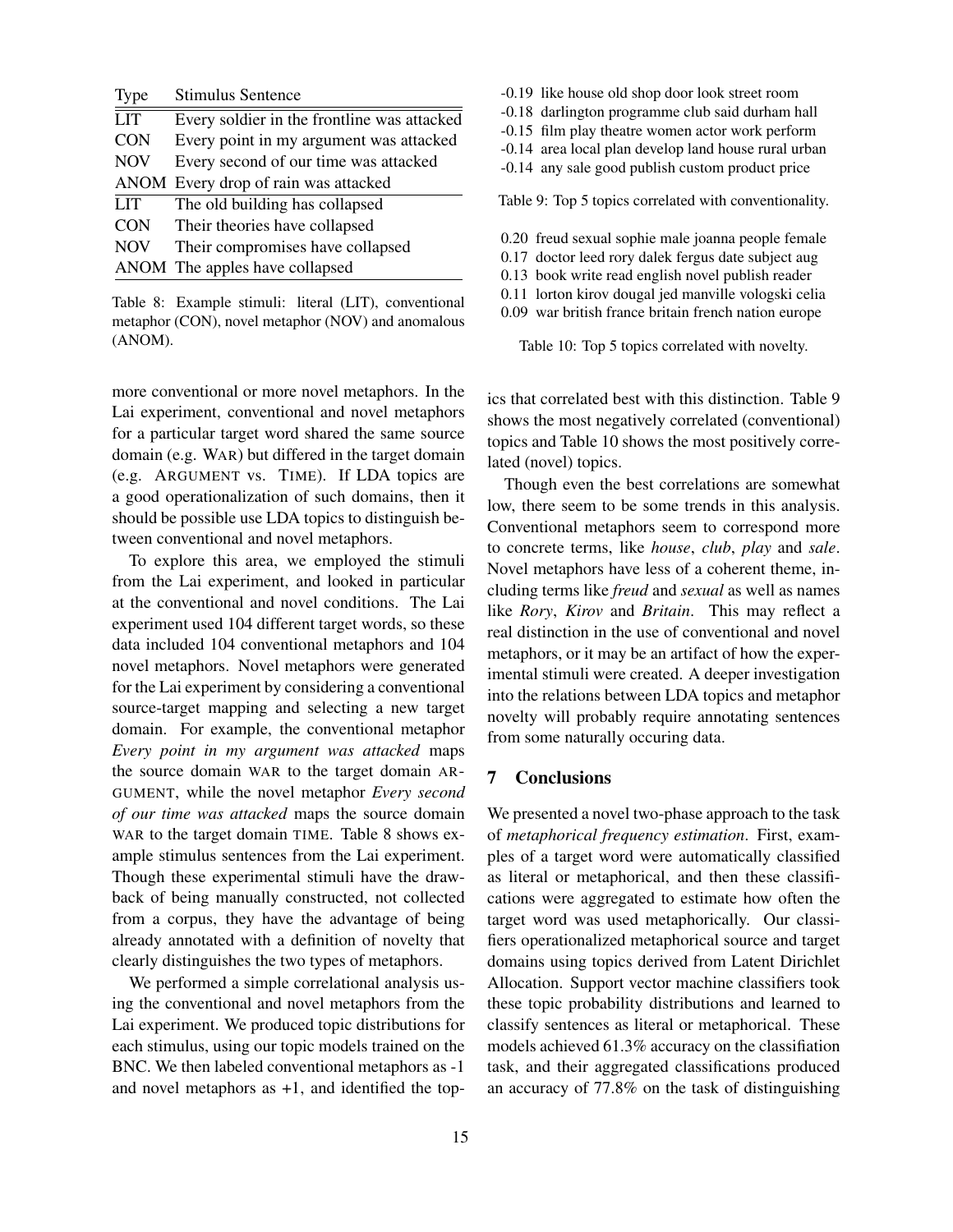| Type | Stimulus Sentence |
|---|---|
| LIT | Every soldier in the frontline was attacked |
| CON | Every point in my argument was attacked |
| NOV | Every second of our time was attacked |
| ANOM | Every drop of rain was attacked |
| LIT | The old building has collapsed |
| CON | Their theories have collapsed |
| NOV | Their compromises have collapsed |
| ANOM | The apples have collapsed |

Table 8: Example stimuli: literal (LIT), conventional metaphor (CON), novel metaphor (NOV) and anomalous (ANOM).

more conventional or more novel metaphors. In the Lai experiment, conventional and novel metaphors for a particular target word shared the same source domain (e.g. WAR) but differed in the target domain (e.g. ARGUMENT vs. TIME). If LDA topics are a good operationalization of such domains, then it should be possible use LDA topics to distinguish between conventional and novel metaphors.

To explore this area, we employed the stimuli from the Lai experiment, and looked in particular at the conventional and novel conditions. The Lai experiment used 104 different target words, so these data included 104 conventional metaphors and 104 novel metaphors. Novel metaphors were generated for the Lai experiment by considering a conventional source-target mapping and selecting a new target domain. For example, the conventional metaphor *Every point in my argument was attacked* maps the source domain WAR to the target domain ARGUMENT, while the novel metaphor *Every second of our time was attacked* maps the source domain WAR to the target domain TIME. Table 8 shows example stimulus sentences from the Lai experiment. Though these experimental stimuli have the drawback of being manually constructed, not collected from a corpus, they have the advantage of being already annotated with a definition of novelty that clearly distinguishes the two types of metaphors.

We performed a simple correlational analysis using the conventional and novel metaphors from the Lai experiment. We produced topic distributions for each stimulus, using our topic models trained on the BNC. We then labeled conventional metaphors as -1 and novel metaphors as +1, and identified the topics that correlated best with this distinction. Table 9 shows the most negatively correlated (conventional) topics and Table 10 shows the most positively correlated (novel) topics.

| | |
|---|---|
| -0.19 | like house old shop door look street room |
| -0.18 | darlington programme club said durham hall |
| -0.15 | film play theatre women actor work perform |
| -0.14 | area local plan develop land house rural urban |
| -0.14 | any sale good publish custom product price |

Table 9: Top 5 topics correlated with conventionality.

| | |
|---|---|
| 0.20 | freud sexual sophie male joanna people female |
| 0.17 | doctor leed rory dalek fergus date subject aug |
| 0.13 | book write read english novel publish reader |
| 0.11 | lorton kirov dougal jed manville vologski celia |
| 0.09 | war british france britain french nation europe |

Table 10: Top 5 topics correlated with novelty.

Though even the best correlations are somewhat low, there seem to be some trends in this analysis. Conventional metaphors seem to correspond more to concrete terms, like *house*, *club*, *play* and *sale*. Novel metaphors have less of a coherent theme, including terms like *freud* and *sexual* as well as names like *Rory*, *Kirov* and *Britain*. This may reflect a real distinction in the use of conventional and novel metaphors, or it may be an artifact of how the experimental stimuli were created. A deeper investigation into the relations between LDA topics and metaphor novelty will probably require annotating sentences from some naturally occuring data.

## 7 Conclusions

We presented a novel two-phase approach to the task of *metaphorical frequency estimation*. First, examples of a target word were automatically classified as literal or metaphorical, and then these classifications were aggregated to estimate how often the target word was used metaphorically. Our classifiers operationalized metaphorical source and target domains using topics derived from Latent Dirichlet Allocation. Support vector machine classifiers took these topic probability distributions and learned to classify sentences as literal or metaphorical. These models achieved 61.3% accuracy on the classifiation task, and their aggregated classifications produced an accuracy of 77.8% on the task of distinguishing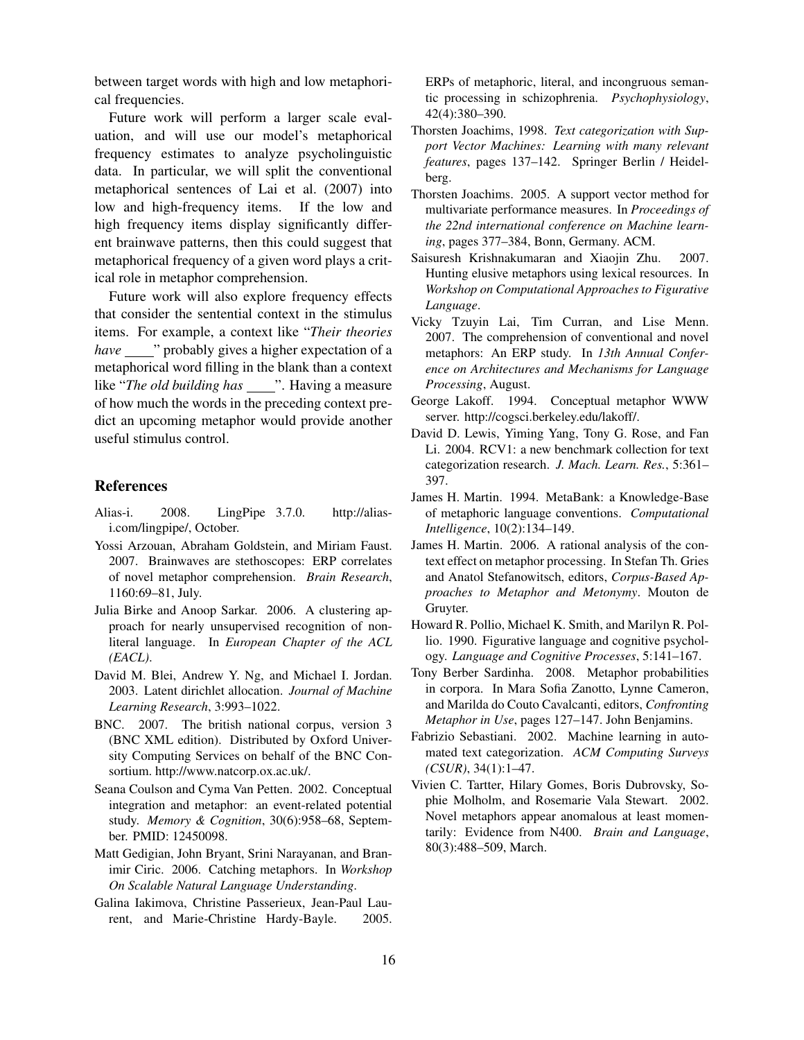between target words with high and low metaphorical frequencies.

Future work will perform a larger scale evaluation, and will use our model's metaphorical frequency estimates to analyze psycholinguistic data. In particular, we will split the conventional metaphorical sentences of Lai et al. (2007) into low and high-frequency items. If the low and high frequency items display significantly different brainwave patterns, then this could suggest that metaphorical frequency of a given word plays a critical role in metaphor comprehension.

Future work will also explore frequency effects that consider the sentential context in the stimulus items. For example, a context like "*Their theories have* \_\_\_\_" probably gives a higher expectation of a metaphorical word filling in the blank than a context like "*The old building has* \_\_\_\_". Having a measure of how much the words in the preceding context predict an upcoming metaphor would provide another useful stimulus control.

## References

Alias-i. 2008. LingPipe 3.7.0. http://alias-i.com/lingpipe/, October.

Yossi Arzouan, Abraham Goldstein, and Miriam Faust. 2007. Brainwaves are stethoscopes: ERP correlates of novel metaphor comprehension. *Brain Research*, 1160:69–81, July.

Julia Birke and Anoop Sarkar. 2006. A clustering approach for nearly unsupervised recognition of nonliteral language. In *European Chapter of the ACL (EACL)*.

David M. Blei, Andrew Y. Ng, and Michael I. Jordan. 2003. Latent dirichlet allocation. *Journal of Machine Learning Research*, 3:993–1022.

BNC. 2007. The british national corpus, version 3 (BNC XML edition). Distributed by Oxford University Computing Services on behalf of the BNC Consortium. http://www.natcorp.ox.ac.uk/.

Seana Coulson and Cyma Van Petten. 2002. Conceptual integration and metaphor: an event-related potential study. *Memory & Cognition*, 30(6):958–68, September. PMID: 12450098.

Matt Gedigian, John Bryant, Srini Narayanan, and Branimir Ciric. 2006. Catching metaphors. In *Workshop On Scalable Natural Language Understanding*.

Galina Iakimova, Christine Passerieux, Jean-Paul Laurent, and Marie-Christine Hardy-Bayle. 2005. ERPs of metaphoric, literal, and incongruous semantic processing in schizophrenia. *Psychophysiology*, 42(4):380–390.

Thorsten Joachims, 1998. *Text categorization with Support Vector Machines: Learning with many relevant features*, pages 137–142. Springer Berlin / Heidelberg.

Thorsten Joachims. 2005. A support vector method for multivariate performance measures. In *Proceedings of the 22nd international conference on Machine learning*, pages 377–384, Bonn, Germany. ACM.

Saisuresh Krishnakumaran and Xiaojin Zhu. 2007. Hunting elusive metaphors using lexical resources. In *Workshop on Computational Approaches to Figurative Language*.

Vicky Tzuyin Lai, Tim Curran, and Lise Menn. 2007. The comprehension of conventional and novel metaphors: An ERP study. In *13th Annual Conference on Architectures and Mechanisms for Language Processing*, August.

George Lakoff. 1994. Conceptual metaphor WWW server. http://cogsci.berkeley.edu/lakoff/.

David D. Lewis, Yiming Yang, Tony G. Rose, and Fan Li. 2004. RCV1: a new benchmark collection for text categorization research. *J. Mach. Learn. Res.*, 5:361–397.

James H. Martin. 1994. MetaBank: a Knowledge-Base of metaphoric language conventions. *Computational Intelligence*, 10(2):134–149.

James H. Martin. 2006. A rational analysis of the context effect on metaphor processing. In Stefan Th. Gries and Anatol Stefanowitsch, editors, *Corpus-Based Approaches to Metaphor and Metonymy*. Mouton de Gruyter.

Howard R. Pollio, Michael K. Smith, and Marilyn R. Pollio. 1990. Figurative language and cognitive psychology. *Language and Cognitive Processes*, 5:141–167.

Tony Berber Sardinha. 2008. Metaphor probabilities in corpora. In Mara Sofia Zanotto, Lynne Cameron, and Marilda do Couto Cavalcanti, editors, *Confronting Metaphor in Use*, pages 127–147. John Benjamins.

Fabrizio Sebastiani. 2002. Machine learning in automated text categorization. *ACM Computing Surveys (CSUR)*, 34(1):1–47.

Vivien C. Tartter, Hilary Gomes, Boris Dubrovsky, Sophie Molholm, and Rosemarie Vala Stewart. 2002. Novel metaphors appear anomalous at least momentarily: Evidence from N400. *Brain and Language*, 80(3):488–509, March.